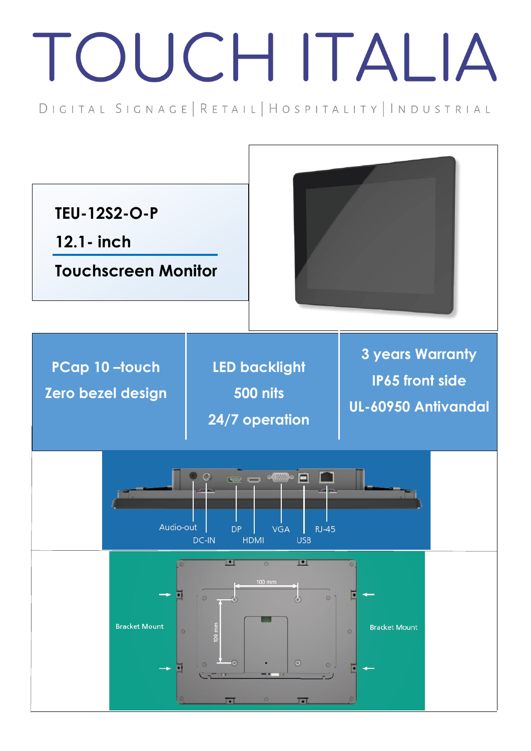# TOUCH ITALIA

DIGITAL SIGNAGE | RETAIL | HOSPITALITY | INDUSTRIAL

**TEU-12S2-O-P**

**12.1- inch**

**Touchscreen Monitor**

| | | |
|---|---|---|
| **PCap 10 –touch**<br>**Zero bezel design** | **LED backlight**<br>**500 nits**<br>**24/7 operation** | **3 years Warranty**<br>**IP65 front side**<br>**UL-60950 Antivandal** |

Audio-out, DC-IN, DP, HDMI, VGA, USB, RJ-45

100 mm, 100 mm

Bracket Mount, Bracket Mount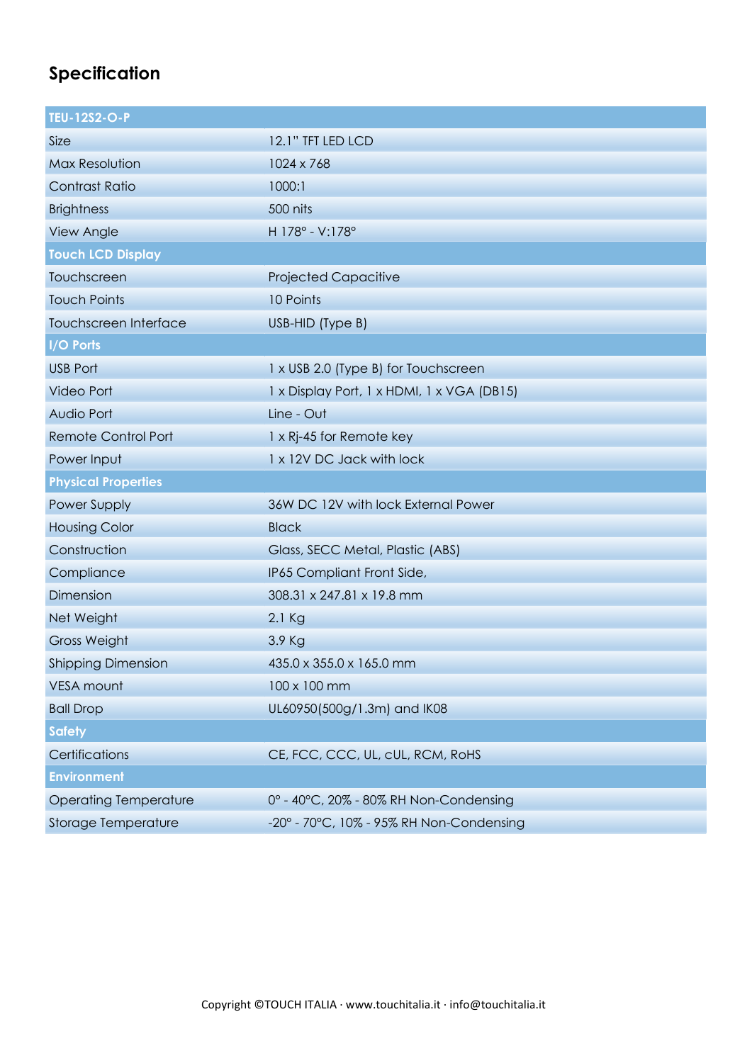## Specification

| TEU-12S2-O-P | |
|---|---|
| Size | 12.1" TFT LED LCD |
| Max Resolution | 1024 x 768 |
| Contrast Ratio | 1000:1 |
| Brightness | 500 nits |
| View Angle | H 178° - V:178° |
| **Touch LCD Display** | |
| Touchscreen | Projected Capacitive |
| Touch Points | 10 Points |
| Touchscreen Interface | USB-HID (Type B) |
| **I/O Ports** | |
| USB Port | 1 x USB 2.0 (Type B) for Touchscreen |
| Video Port | 1 x Display Port, 1 x HDMI, 1 x VGA (DB15) |
| Audio Port | Line - Out |
| Remote Control Port | 1 x Rj-45 for Remote key |
| Power Input | 1 x 12V DC Jack with lock |
| **Physical Properties** | |
| Power Supply | 36W DC 12V with lock External Power |
| Housing Color | Black |
| Construction | Glass, SECC Metal, Plastic (ABS) |
| Compliance | IP65 Compliant Front Side, |
| Dimension | 308.31 x 247.81 x 19.8 mm |
| Net Weight | 2.1 Kg |
| Gross Weight | 3.9 Kg |
| Shipping Dimension | 435.0 x 355.0 x 165.0 mm |
| VESA mount | 100 x 100 mm |
| Ball Drop | UL60950(500g/1.3m) and IK08 |
| **Safety** | |
| Certifications | CE, FCC, CCC, UL, cUL, RCM, RoHS |
| **Environment** | |
| Operating Temperature | 0° - 40°C, 20% - 80% RH Non-Condensing |
| Storage Temperature | -20° - 70°C, 10% - 95% RH Non-Condensing |

Copyright ©TOUCH ITALIA · www.touchitalia.it · info@touchitalia.it